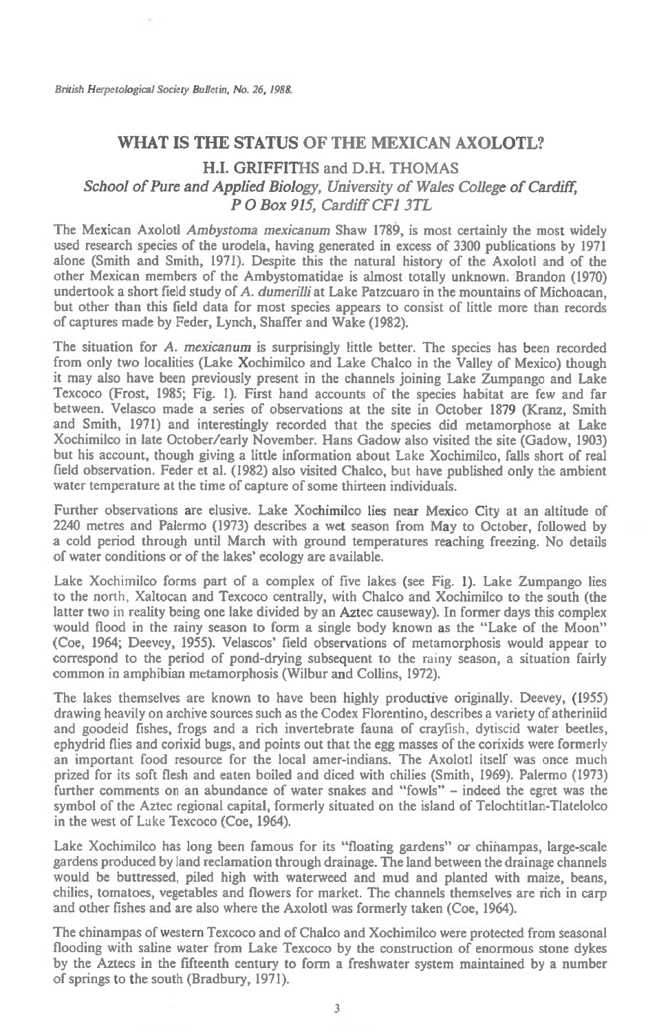# WHAT IS THE STATUS OF THE MEXICAN AXOLOTL?

## H.I. GRIFFITHS and D.H. THOMAS

*School of Pure and Applied Biology, University of Wales College of Cardiff, P O Box 915, Cardiff CF1 3TL*

The Mexican Axolotl *Ambystoma mexicanum* Shaw 1789, is most certainly the most widely used research species of the urodela, having generated in excess of 3300 publications by 1971 alone (Smith and Smith, 1971). Despite this the natural history of the Axolotl and of the other Mexican members of the Ambystomatidae is almost totally unknown. Brandon (1970) undertook a short field study of *A. dumerilli* at Lake Patzcuaro in the mountains of Michoacan, but other than this field data for most species appears to consist of little more than records of captures made by Feder, Lynch, Shaffer and Wake (1982).

The situation for *A. mexicanum* is surprisingly little better. The species has been recorded from only two localities (Lake Xochimilco and Lake Chalco in the Valley of Mexico) though it may also have been previously present in the channels joining Lake Zumpango and Lake Texcoco (Frost, 1985; Fig. 1). First hand accounts of the species habitat are few and far between. Velasco made a series of observations at the site in October 1879 (Kranz, Smith and Smith, 1971) and interestingly recorded that the species did metamorphose at Lake Xochimilco in late October/early November. Hans Gadow also visited the site (Gadow, 1903) but his account, though giving a little information about Lake Xochimilco, falls short of real field observation. Feder et al. (1982) also visited Chalco, but have published only the ambient water temperature at the time of capture of some thirteen individuals.

Further observations are elusive. Lake Xochimilco lies near Mexico City at an altitude of 2240 metres and Palermo (1973) describes a wet season from May to October, followed by a cold period through until March with ground temperatures reaching freezing. No details of water conditions or of the lakes' ecology are available.

Lake Xochimilco forms part of a complex of five lakes (see Fig. 1). Lake Zumpango lies to the north, Xaltocan and Texcoco centrally, with Chalco and Xochimilco to the south (the latter two in reality being one lake divided by an Aztec causeway). In former days this complex would flood in the rainy season to form a single body known as the "Lake of the Moon" (Coe, 1964; Deevey, 1955). Velascos' field observations of metamorphosis would appear to correspond to the period of pond-drying subsequent to the rainy season, a situation fairly common in amphibian metamorphosis (Wilbur and Collins, 1972).

The lakes themselves are known to have been highly productive originally. Deevey, (1955) drawing heavily on archive sources such as the Codex Florentino, describes a variety of atheriniid and goodeid fishes, frogs and a rich invertebrate fauna of crayfish, dytiscid water beetles, ephydrid flies and corixid bugs, and points out that the egg masses of the corixids were formerly an important food resource for the local amer-indians. The Axolotl itself was once much prized for its soft flesh and eaten boiled and diced with chilies (Smith, 1969). Palermo (1973) further comments on an abundance of water snakes and "fowls" – indeed the egret was the symbol of the Aztec regional capital, formerly situated on the island of Telochtitlan-Tlatelolco in the west of Lake Texcoco (Coe, 1964).

Lake Xochimilco has long been famous for its "floating gardens" or chinampas, large-scale gardens produced by land reclamation through drainage. The land between the drainage channels would be buttressed, piled high with waterweed and mud and planted with maize, beans, chilies, tomatoes, vegetables and flowers for market. The channels themselves are rich in carp and other fishes and are also where the Axolotl was formerly taken (Coe, 1964).

The chinampas of western Texcoco and of Chalco and Xochimilco were protected from seasonal flooding with saline water from Lake Texcoco by the construction of enormous stone dykes by the Aztecs in the fifteenth century to form a freshwater system maintained by a number of springs to the south (Bradbury, 1971).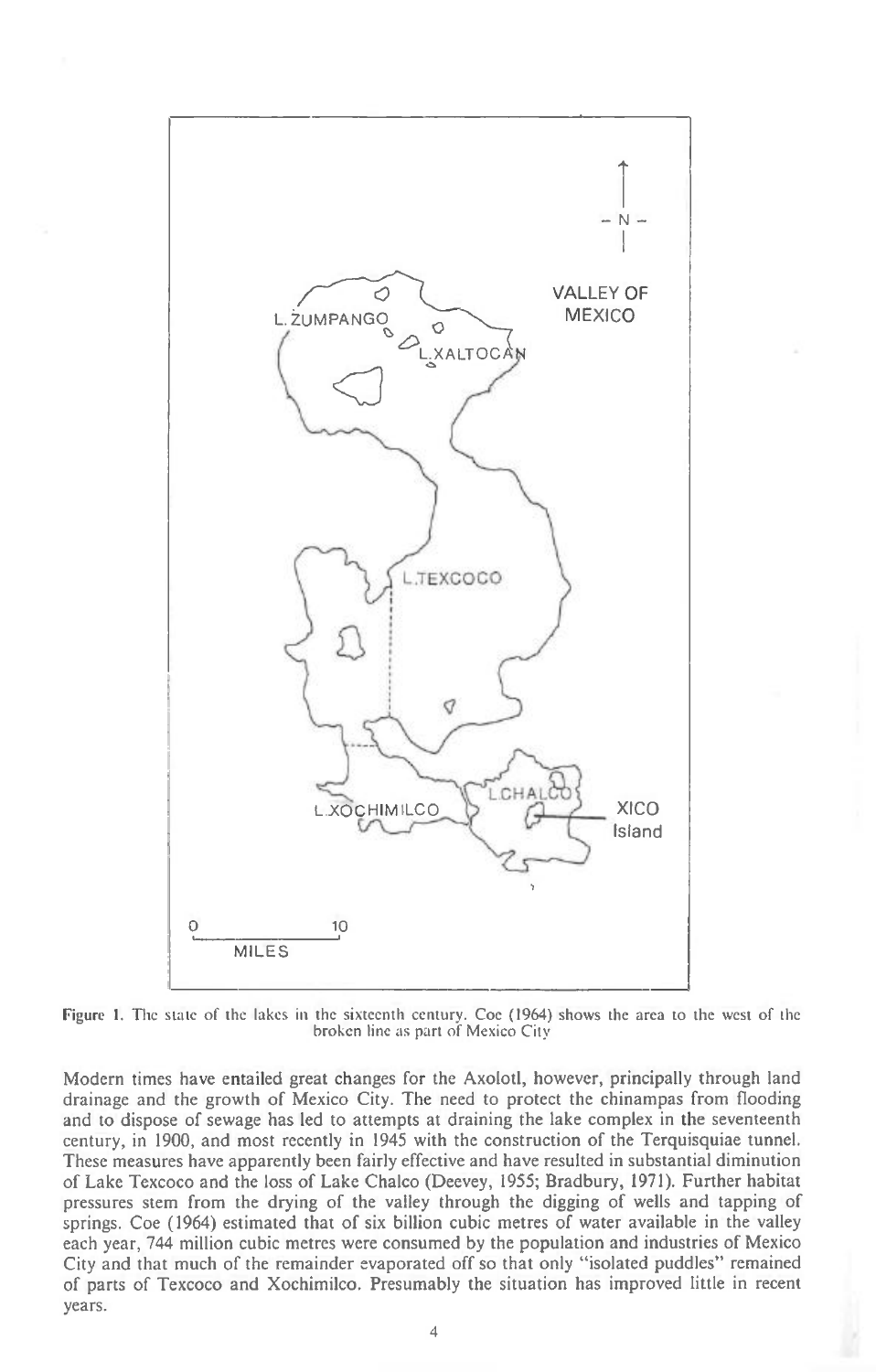Figure 1. The state of the lakes in the sixteenth century. Coe (1964) shows the area to the west of the broken line as part of Mexico City

Modern times have entailed great changes for the Axolotl, however, principally through land drainage and the growth of Mexico City. The need to protect the chinampas from flooding and to dispose of sewage has led to attempts at draining the lake complex in the seventeenth century, in 1900, and most recently in 1945 with the construction of the Terquisquiae tunnel. These measures have apparently been fairly effective and have resulted in substantial diminution of Lake Texcoco and the loss of Lake Chalco (Deevey, 1955; Bradbury, 1971). Further habitat pressures stem from the drying of the valley through the digging of wells and tapping of springs. Coe (1964) estimated that of six billion cubic metres of water available in the valley each year, 744 million cubic metres were consumed by the population and industries of Mexico City and that much of the remainder evaporated off so that only "isolated puddles" remained of parts of Texcoco and Xochimilco. Presumably the situation has improved little in recent years.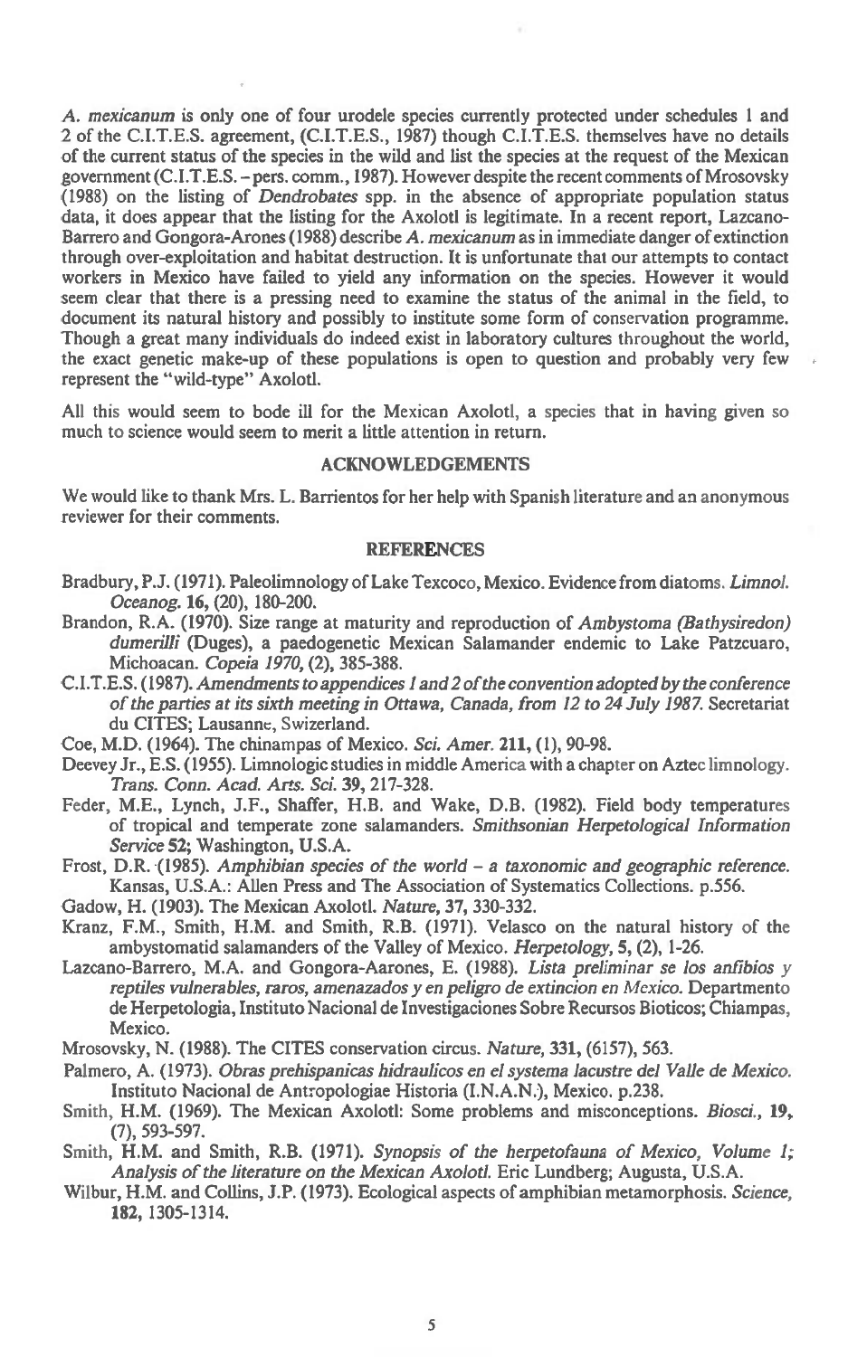*A. mexicanum* is only one of four urodele species currently protected under schedules 1 and 2 of the C.I.T.E.S. agreement, (C.I.T.E.S., 1987) though C.I.T.E.S. themselves have no details of the current status of the species in the wild and list the species at the request of the Mexican government (C.I.T.E.S. – pers. comm., 1987). However despite the recent comments of Mrosovsky (1988) on the listing of *Dendrobates* spp. in the absence of appropriate population status data, it does appear that the listing for the Axolotl is legitimate. In a recent report, Lazcano-Barrero and Gongora-Arones (1988) describe *A. mexicanum* as in immediate danger of extinction through over-exploitation and habitat destruction. It is unfortunate that our attempts to contact workers in Mexico have failed to yield any information on the species. However it would seem clear that there is a pressing need to examine the status of the animal in the field, to document its natural history and possibly to institute some form of conservation programme. Though a great many individuals do indeed exist in laboratory cultures throughout the world, the exact genetic make-up of these populations is open to question and probably very few represent the "wild-type" Axolotl.

All this would seem to bode ill for the Mexican Axolotl, a species that in having given so much to science would seem to merit a little attention in return.

## ACKNOWLEDGEMENTS

We would like to thank Mrs. L. Barrientos for her help with Spanish literature and an anonymous reviewer for their comments.

## REFERENCES

Bradbury, P.J. (1971). Paleolimnology of Lake Texcoco, Mexico. Evidence from diatoms. *Limnol. Oceanog.* **16**, (20), 180-200.

Brandon, R.A. (1970). Size range at maturity and reproduction of *Ambystoma (Bathysiredon) dumerilli* (Duges), a paedogenetic Mexican Salamander endemic to Lake Patzcuaro, Michoacan. *Copeia 1970*, (2), 385-388.

C.I.T.E.S. (1987). *Amendments to appendices 1 and 2 of the convention adopted by the conference of the parties at its sixth meeting in Ottawa, Canada, from 12 to 24 July 1987.* Secretariat du CITES; Lausanne, Swizerland.

Coe, M.D. (1964). The chinampas of Mexico. *Sci. Amer.* **211**, (1), 90-98.

Deevey Jr., E.S. (1955). Limnologic studies in middle America with a chapter on Aztec limnology. *Trans. Conn. Acad. Arts. Sci.* **39**, 217-328.

Feder, M.E., Lynch, J.F., Shaffer, H.B. and Wake, D.B. (1982). Field body temperatures of tropical and temperate zone salamanders. *Smithsonian Herpetological Information Service* **52**; Washington, U.S.A.

Frost, D.R. (1985). *Amphibian species of the world – a taxonomic and geographic reference.* Kansas, U.S.A.: Allen Press and The Association of Systematics Collections. p.556.

Gadow, H. (1903). The Mexican Axolotl. *Nature*, **37**, 330-332.

Kranz, F.M., Smith, H.M. and Smith, R.B. (1971). Velasco on the natural history of the ambystomatid salamanders of the Valley of Mexico. *Herpetology*, **5**, (2), 1-26.

Lazcano-Barrero, M.A. and Gongora-Aarones, E. (1988). *Lista preliminar se los anfibios y reptiles vulnerables, raros, amenazados y en peligro de extincion en Mexico.* Departmento de Herpetologia, Instituto Nacional de Investigaciones Sobre Recursos Bioticos; Chiampas, Mexico.

Mrosovsky, N. (1988). The CITES conservation circus. *Nature*, **331**, (6157), 563.

Palmero, A. (1973). *Obras prehispanicas hidraulicos en el systema lacustre del Valle de Mexico.* Instituto Nacional de Antropologiae Historia (I.N.A.N.), Mexico. p.238.

Smith, H.M. (1969). The Mexican Axolotl: Some problems and misconceptions. *Biosci.*, **19**, (7), 593-597.

Smith, H.M. and Smith, R.B. (1971). *Synopsis of the herpetofauna of Mexico, Volume 1; Analysis of the literature on the Mexican Axolotl.* Eric Lundberg; Augusta, U.S.A.

Wilbur, H.M. and Collins, J.P. (1973). Ecological aspects of amphibian metamorphosis. *Science*, **182**, 1305-1314.